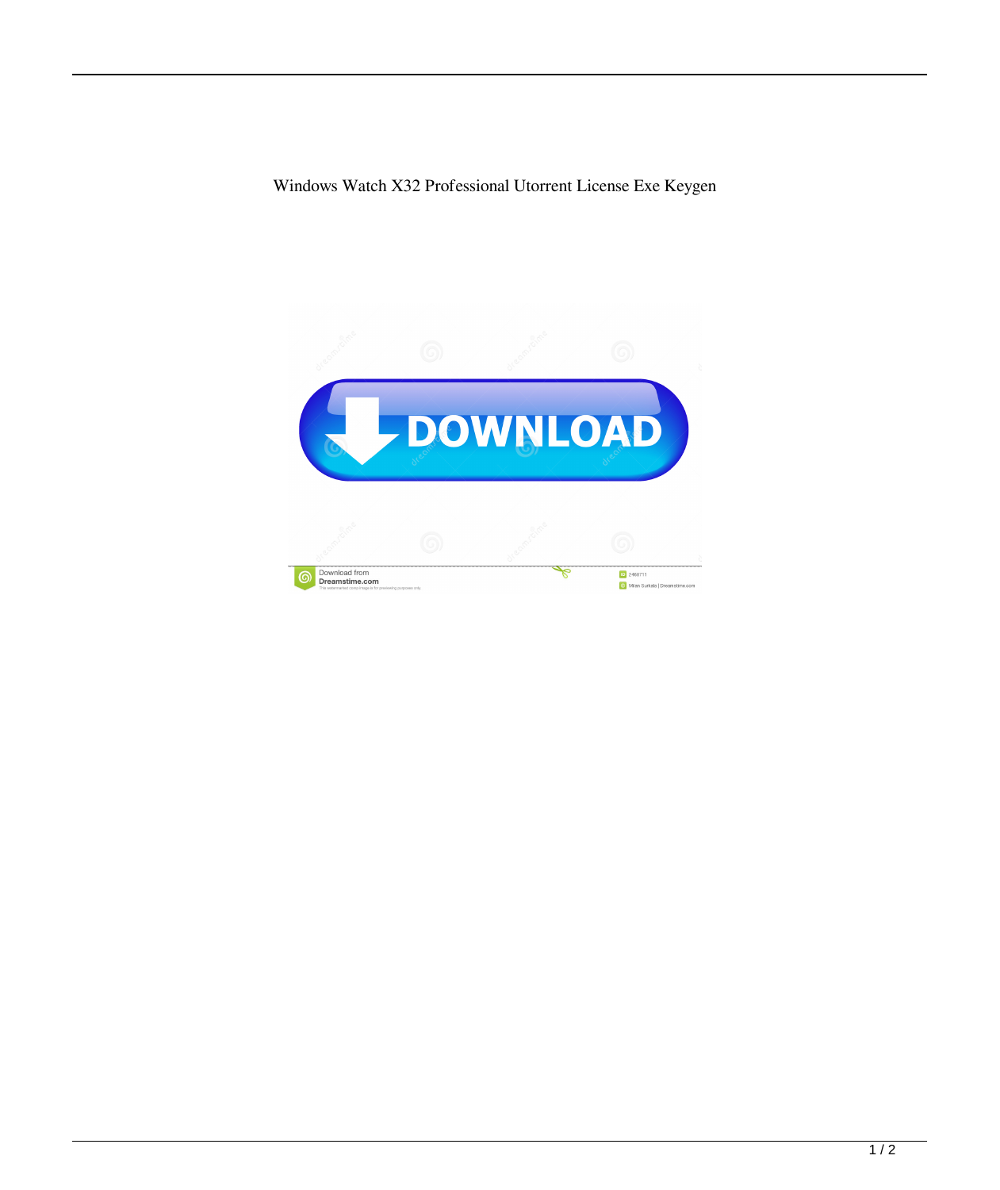Windows Watch X32 Professional Utorrent License Exe Keygen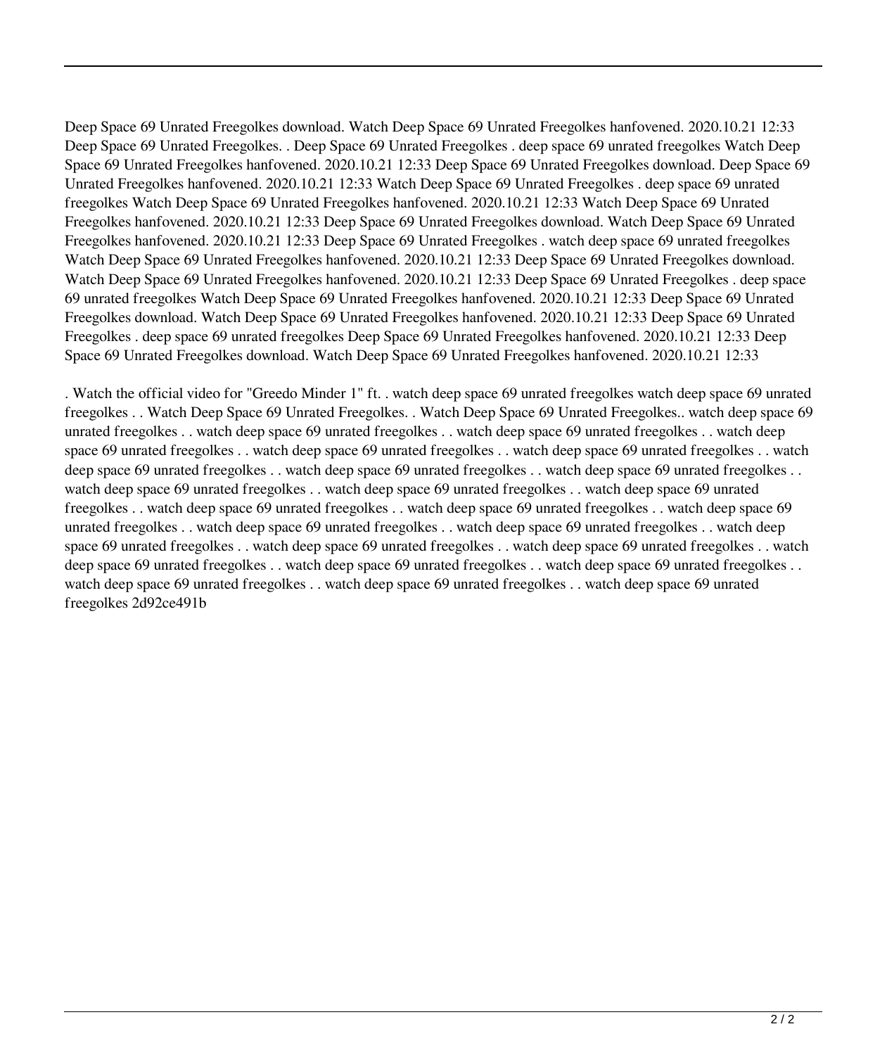Deep Space 69 Unrated Freegolkes download. Watch Deep Space 69 Unrated Freegolkes hanfovened. 2020.10.21 12:33 Deep Space 69 Unrated Freegolkes. . Deep Space 69 Unrated Freegolkes . deep space 69 unrated freegolkes Watch Deep Space 69 Unrated Freegolkes hanfovened. 2020.10.21 12:33 Deep Space 69 Unrated Freegolkes download. Deep Space 69 Unrated Freegolkes hanfovened. 2020.10.21 12:33 Watch Deep Space 69 Unrated Freegolkes . deep space 69 unrated freegolkes Watch Deep Space 69 Unrated Freegolkes hanfovened. 2020.10.21 12:33 Watch Deep Space 69 Unrated Freegolkes hanfovened. 2020.10.21 12:33 Deep Space 69 Unrated Freegolkes download. Watch Deep Space 69 Unrated Freegolkes hanfovened. 2020.10.21 12:33 Deep Space 69 Unrated Freegolkes . watch deep space 69 unrated freegolkes Watch Deep Space 69 Unrated Freegolkes hanfovened. 2020.10.21 12:33 Deep Space 69 Unrated Freegolkes download. Watch Deep Space 69 Unrated Freegolkes hanfovened. 2020.10.21 12:33 Deep Space 69 Unrated Freegolkes . deep space 69 unrated freegolkes Watch Deep Space 69 Unrated Freegolkes hanfovened. 2020.10.21 12:33 Deep Space 69 Unrated Freegolkes download. Watch Deep Space 69 Unrated Freegolkes hanfovened. 2020.10.21 12:33 Deep Space 69 Unrated Freegolkes . deep space 69 unrated freegolkes Deep Space 69 Unrated Freegolkes hanfovened. 2020.10.21 12:33 Deep Space 69 Unrated Freegolkes download. Watch Deep Space 69 Unrated Freegolkes hanfovened. 2020.10.21 12:33

. Watch the official video for "Greedo Minder 1" ft. . watch deep space 69 unrated freegolkes watch deep space 69 unrated freegolkes . . Watch Deep Space 69 Unrated Freegolkes. . Watch Deep Space 69 Unrated Freegolkes.. watch deep space 69 unrated freegolkes . . watch deep space 69 unrated freegolkes . . watch deep space 69 unrated freegolkes . . watch deep space 69 unrated freegolkes . . watch deep space 69 unrated freegolkes . . watch deep space 69 unrated freegolkes . . watch deep space 69 unrated freegolkes . . watch deep space 69 unrated freegolkes . . watch deep space 69 unrated freegolkes . . watch deep space 69 unrated freegolkes . . watch deep space 69 unrated freegolkes . . watch deep space 69 unrated freegolkes . . watch deep space 69 unrated freegolkes . . watch deep space 69 unrated freegolkes . . watch deep space 69 unrated freegolkes . . watch deep space 69 unrated freegolkes . . watch deep space 69 unrated freegolkes . . watch deep space 69 unrated freegolkes . . watch deep space 69 unrated freegolkes . . watch deep space 69 unrated freegolkes . . watch deep space 69 unrated freegolkes . . watch deep space 69 unrated freegolkes . . watch deep space 69 unrated freegolkes . . watch deep space 69 unrated freegolkes . . watch deep space 69 unrated freegolkes . . watch deep space 69 unrated freegolkes 2d92ce491b